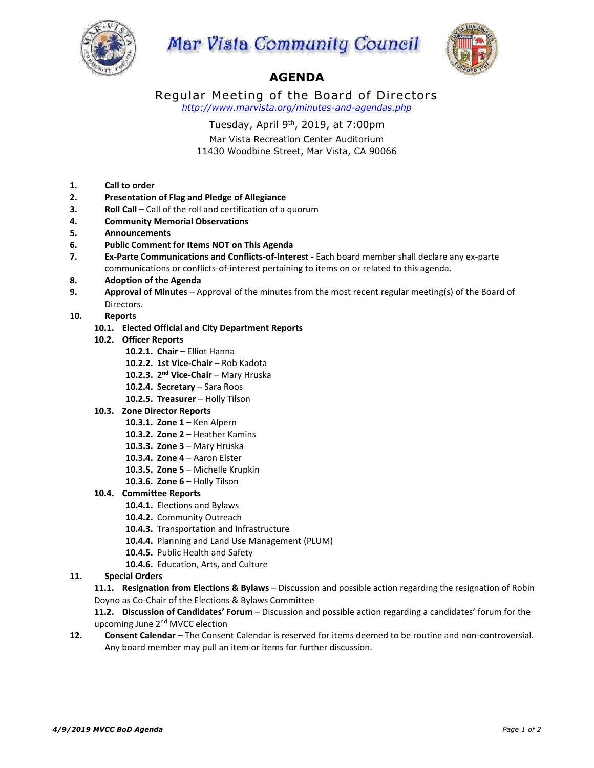# Mar Vista Community Council

## AGENDA

### Regular Meeting of the Board of Directors

*http://www.marvista.org/minutes-and-agendas.php*

Tuesday, April 9th, 2019, at 7:00pm

Mar Vista Recreation Center Auditorium
11430 Woodbine Street, Mar Vista, CA 90066

1. **Call to order**
2. **Presentation of Flag and Pledge of Allegiance**
3. **Roll Call** – Call of the roll and certification of a quorum
4. **Community Memorial Observations**
5. **Announcements**
6. **Public Comment for Items NOT on This Agenda**
7. **Ex-Parte Communications and Conflicts-of-Interest** - Each board member shall declare any ex-parte communications or conflicts-of-interest pertaining to items on or related to this agenda.
8. **Adoption of the Agenda**
9. **Approval of Minutes** – Approval of the minutes from the most recent regular meeting(s) of the Board of Directors.
10. **Reports**
    - **10.1. Elected Official and City Department Reports**
    - **10.2. Officer Reports**
        - **10.2.1. Chair** – Elliot Hanna
        - **10.2.2. 1st Vice-Chair** – Rob Kadota
        - **10.2.3. 2nd Vice-Chair** – Mary Hruska
        - **10.2.4. Secretary** – Sara Roos
        - **10.2.5. Treasurer** – Holly Tilson
    - **10.3. Zone Director Reports**
        - **10.3.1. Zone 1** – Ken Alpern
        - **10.3.2. Zone 2** – Heather Kamins
        - **10.3.3. Zone 3** – Mary Hruska
        - **10.3.4. Zone 4** – Aaron Elster
        - **10.3.5. Zone 5** – Michelle Krupkin
        - **10.3.6. Zone 6** – Holly Tilson
    - **10.4. Committee Reports**
        - **10.4.1.** Elections and Bylaws
        - **10.4.2.** Community Outreach
        - **10.4.3.** Transportation and Infrastructure
        - **10.4.4.** Planning and Land Use Management (PLUM)
        - **10.4.5.** Public Health and Safety
        - **10.4.6.** Education, Arts, and Culture
11. **Special Orders**
    - **11.1. Resignation from Elections & Bylaws** – Discussion and possible action regarding the resignation of Robin Doyno as Co-Chair of the Elections & Bylaws Committee
    - **11.2. Discussion of Candidates' Forum** – Discussion and possible action regarding a candidates' forum for the upcoming June 2nd MVCC election
12. **Consent Calendar** – The Consent Calendar is reserved for items deemed to be routine and non-controversial. Any board member may pull an item or items for further discussion.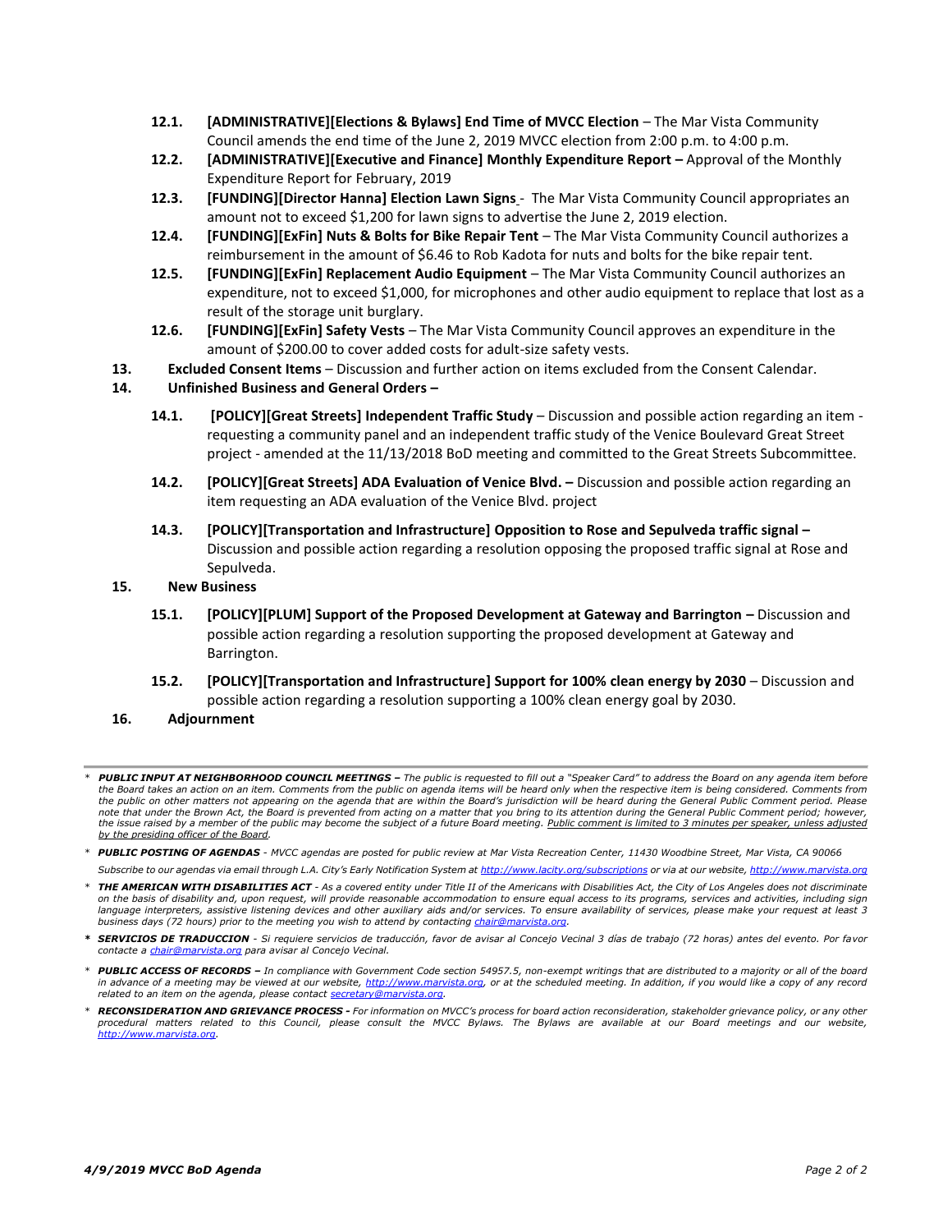- **12.1. [ADMINISTRATIVE][Elections & Bylaws] End Time of MVCC Election** – The Mar Vista Community Council amends the end time of the June 2, 2019 MVCC election from 2:00 p.m. to 4:00 p.m.
- **12.2. [ADMINISTRATIVE][Executive and Finance] Monthly Expenditure Report –** Approval of the Monthly Expenditure Report for February, 2019
- **12.3. [FUNDING][Director Hanna] Election Lawn Signs** - The Mar Vista Community Council appropriates an amount not to exceed $1,200 for lawn signs to advertise the June 2, 2019 election.
- **12.4. [FUNDING][ExFin] Nuts & Bolts for Bike Repair Tent** – The Mar Vista Community Council authorizes a reimbursement in the amount of $6.46 to Rob Kadota for nuts and bolts for the bike repair tent.
- **12.5. [FUNDING][ExFin] Replacement Audio Equipment** – The Mar Vista Community Council authorizes an expenditure, not to exceed $1,000, for microphones and other audio equipment to replace that lost as a result of the storage unit burglary.
- **12.6. [FUNDING][ExFin] Safety Vests** – The Mar Vista Community Council approves an expenditure in the amount of $200.00 to cover added costs for adult-size safety vests.

**13. Excluded Consent Items** – Discussion and further action on items excluded from the Consent Calendar.

**14. Unfinished Business and General Orders –**

- **14.1. [POLICY][Great Streets] Independent Traffic Study** – Discussion and possible action regarding an item - requesting a community panel and an independent traffic study of the Venice Boulevard Great Street project - amended at the 11/13/2018 BoD meeting and committed to the Great Streets Subcommittee.
- **14.2. [POLICY][Great Streets] ADA Evaluation of Venice Blvd. –** Discussion and possible action regarding an item requesting an ADA evaluation of the Venice Blvd. project
- **14.3. [POLICY][Transportation and Infrastructure] Opposition to Rose and Sepulveda traffic signal –** Discussion and possible action regarding a resolution opposing the proposed traffic signal at Rose and Sepulveda.

**15. New Business**

- **15.1. [POLICY][PLUM] Support of the Proposed Development at Gateway and Barrington –** Discussion and possible action regarding a resolution supporting the proposed development at Gateway and Barrington.
- **15.2. [POLICY][Transportation and Infrastructure] Support for 100% clean energy by 2030** – Discussion and possible action regarding a resolution supporting a 100% clean energy goal by 2030.

**16. Adjournment**

---

- ***PUBLIC INPUT AT NEIGHBORHOOD COUNCIL MEETINGS –*** *The public is requested to fill out a "Speaker Card" to address the Board on any agenda item before the Board takes an action on an item. Comments from the public on agenda items will be heard only when the respective item is being considered. Comments from the public on other matters not appearing on the agenda that are within the Board's jurisdiction will be heard during the General Public Comment period. Please note that under the Brown Act, the Board is prevented from acting on a matter that you bring to its attention during the General Public Comment period; however, the issue raised by a member of the public may become the subject of a future Board meeting. Public comment is limited to 3 minutes per speaker, unless adjusted by the presiding officer of the Board.*
- ***PUBLIC POSTING OF AGENDAS*** *- MVCC agendas are posted for public review at Mar Vista Recreation Center, 11430 Woodbine Street, Mar Vista, CA 90066*

  *Subscribe to our agendas via email through L.A. City's Early Notification System at http://www.lacity.org/subscriptions or via at our website, http://www.marvista.org*
- ***THE AMERICAN WITH DISABILITIES ACT*** *- As a covered entity under Title II of the Americans with Disabilities Act, the City of Los Angeles does not discriminate on the basis of disability and, upon request, will provide reasonable accommodation to ensure equal access to its programs, services and activities, including sign language interpreters, assistive listening devices and other auxiliary aids and/or services. To ensure availability of services, please make your request at least 3 business days (72 hours) prior to the meeting you wish to attend by contacting chair@marvista.org.*
- ***SERVICIOS DE TRADUCCION*** *- Si requiere servicios de traducción, favor de avisar al Concejo Vecinal 3 días de trabajo (72 horas) antes del evento. Por favor contacte a chair@marvista.org para avisar al Concejo Vecinal.*
- ***PUBLIC ACCESS OF RECORDS –*** *In compliance with Government Code section 54957.5, non-exempt writings that are distributed to a majority or all of the board in advance of a meeting may be viewed at our website, http://www.marvista.org, or at the scheduled meeting. In addition, if you would like a copy of any record related to an item on the agenda, please contact secretary@marvista.org.*
- ***RECONSIDERATION AND GRIEVANCE PROCESS -*** *For information on MVCC's process for board action reconsideration, stakeholder grievance policy, or any other procedural matters related to this Council, please consult the MVCC Bylaws. The Bylaws are available at our Board meetings and our website, http://www.marvista.org.*